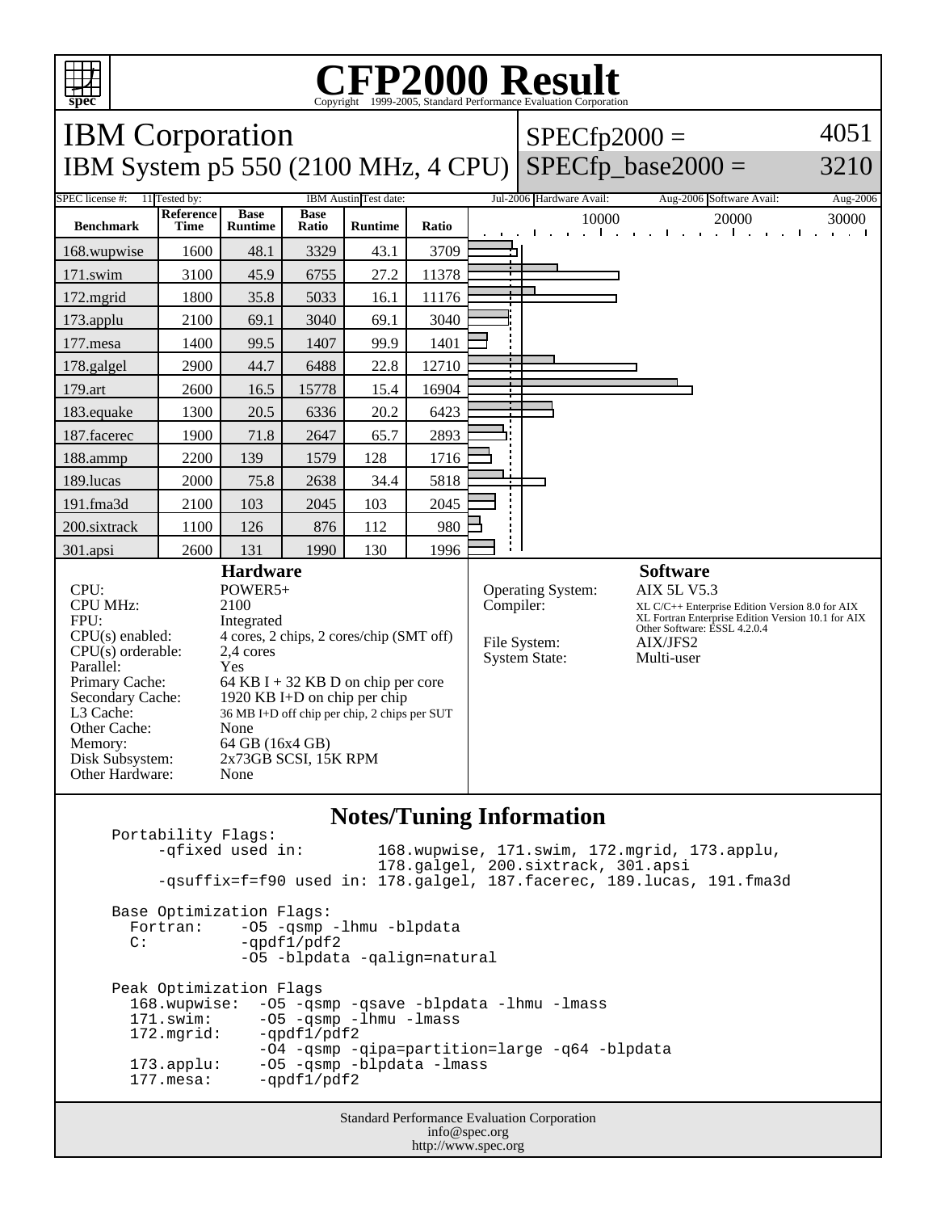# CFP2000 Result

Copyright 1999-2005, Standard Performance Evaluation Corporation

## IBM Corporation

## IBM System p5 550 (2100 MHz, 4 CPU)

SPECfp2000 = 4051

SPECfp_base2000 = 3210

SPEC license #: 11 | Tested by: IBM Austin | Test date: Jul-2006 | Hardware Avail: Aug-2006 | Software Avail: Aug-2006

| Benchmark | Reference Time | Base Runtime | Base Ratio | Runtime | Ratio |
|---|---|---|---|---|---|
| 168.wupwise | 1600 | 48.1 | 3329 | 43.1 | 3709 |
| 171.swim | 3100 | 45.9 | 6755 | 27.2 | 11378 |
| 172.mgrid | 1800 | 35.8 | 5033 | 16.1 | 11176 |
| 173.applu | 2100 | 69.1 | 3040 | 69.1 | 3040 |
| 177.mesa | 1400 | 99.5 | 1407 | 99.9 | 1401 |
| 178.galgel | 2900 | 44.7 | 6488 | 22.8 | 12710 |
| 179.art | 2600 | 16.5 | 15778 | 15.4 | 16904 |
| 183.equake | 1300 | 20.5 | 6336 | 20.2 | 6423 |
| 187.facerec | 1900 | 71.8 | 2647 | 65.7 | 2893 |
| 188.ammp | 2200 | 139 | 1579 | 128 | 1716 |
| 189.lucas | 2000 | 75.8 | 2638 | 34.4 | 5818 |
| 191.fma3d | 2100 | 103 | 2045 | 103 | 2045 |
| 200.sixtrack | 1100 | 126 | 876 | 112 | 980 |
| 301.apsi | 2600 | 131 | 1990 | 130 | 1996 |

### Hardware

| | |
|---|---|
| CPU: | POWER5+ |
| CPU MHz: | 2100 |
| FPU: | Integrated |
| CPU(s) enabled: | 4 cores, 2 chips, 2 cores/chip (SMT off) |
| CPU(s) orderable: | 2,4 cores |
| Parallel: | Yes |
| Primary Cache: | 64 KB I + 32 KB D on chip per core |
| Secondary Cache: | 1920 KB I+D on chip per chip |
| L3 Cache: | 36 MB I+D off chip per chip, 2 chips per SUT |
| Other Cache: | None |
| Memory: | 64 GB (16x4 GB) |
| Disk Subsystem: | 2x73GB SCSI, 15K RPM |
| Other Hardware: | None |

### Software

| | |
|---|---|
| Operating System: | AIX 5L V5.3 |
| Compiler: | XL C/C++ Enterprise Edition Version 8.0 for AIX<br>XL Fortran Enterprise Edition Version 10.1 for AIX<br>Other Software: ESSL 4.2.0.4 |
| File System: | AIX/JFS2 |
| System State: | Multi-user |

### Notes/Tuning Information

```
Portability Flags:
     -qfixed used in:        168.wupwise, 171.swim, 172.mgrid, 173.applu,
                             178.galgel, 200.sixtrack, 301.apsi
     -qsuffix=f=f90 used in: 178.galgel, 187.facerec, 189.lucas, 191.fma3d

Base Optimization Flags:
  Fortran:    -O5 -qsmp -lhmu -blpdata
  C:          -qpdf1/pdf2
              -O5 -blpdata -qalign=natural

Peak Optimization Flags
  168.wupwise:  -O5 -qsmp -qsave -blpdata -lhmu -lmass
  171.swim:     -O5 -qsmp -lhmu -lmass
  172.mgrid:    -qpdf1/pdf2
                -O4 -qsmp -qipa=partition=large -q64 -blpdata
  173.applu:    -O5 -qsmp -blpdata -lmass
  177.mesa:     -qpdf1/pdf2
```

Standard Performance Evaluation Corporation
info@spec.org
http://www.spec.org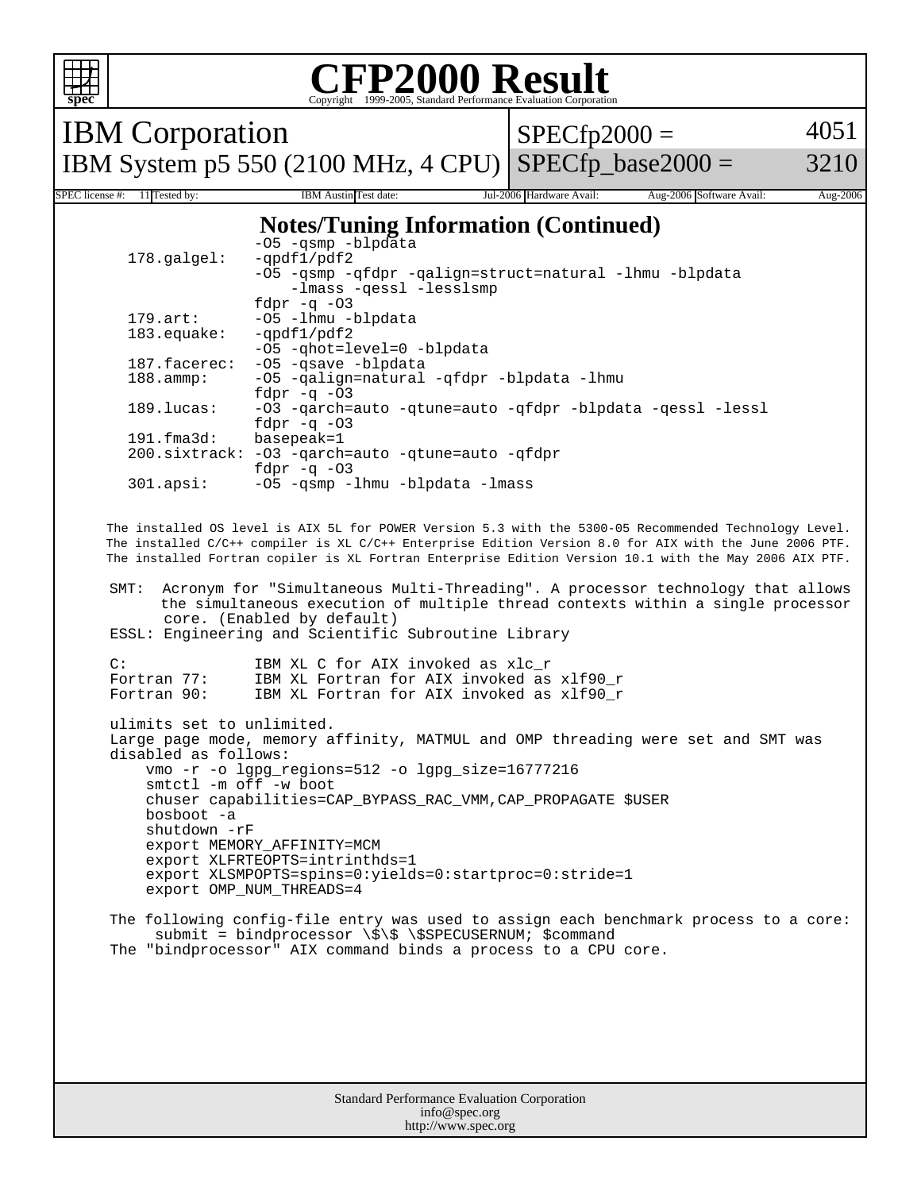# CFP2000 Result

Copyright 1999-2005, Standard Performance Evaluation Corporation

**IBM Corporation**

**IBM System p5 550 (2100 MHz, 4 CPU)**

SPECfp2000 = 4051

SPECfp_base2000 = 3210

| SPEC license #: | 11 | Tested by: | IBM Austin | Test date: | Jul-2006 | Hardware Avail: | Aug-2006 | Software Avail: | Aug-2006 |
|---|---|---|---|---|---|---|---|---|---|

## Notes/Tuning Information (Continued)

```
                 -O5 -qsmp -blpdata
   178.galgel:   -qpdf1/pdf2
                 -O5 -qsmp -qfdpr -qalign=struct=natural -lhmu -blpdata
                     -lmass -qessl -lesslsmp
                 fdpr -q -O3
   179.art:      -O5 -lhmu -blpdata
   183.equake:   -qpdf1/pdf2
                 -O5 -qhot=level=0 -blpdata
   187.facerec:  -O5 -qsave -blpdata
   188.ammp:     -O5 -qalign=natural -qfdpr -blpdata -lhmu
                 fdpr -q -O3
   189.lucas:    -O3 -qarch=auto -qtune=auto -qfdpr -blpdata -qessl -lessl
                 fdpr -q -O3
   191.fma3d:    basepeak=1
   200.sixtrack: -O3 -qarch=auto -qtune=auto -qfdpr
                 fdpr -q -O3
   301.apsi:     -O5 -qsmp -lhmu -blpdata -lmass
```

The installed OS level is AIX 5L for POWER Version 5.3 with the 5300-05 Recommended Technology Level.
The installed C/C++ compiler is XL C/C++ Enterprise Edition Version 8.0 for AIX with the June 2006 PTF.
The installed Fortran copiler is XL Fortran Enterprise Edition Version 10.1 with the May 2006 AIX PTF.

SMT: Acronym for "Simultaneous Multi-Threading". A processor technology that allows the simultaneous execution of multiple thread contexts within a single processor core. (Enabled by default)
ESSL: Engineering and Scientific Subroutine Library

```
C:              IBM XL C for AIX invoked as xlc_r
Fortran 77:     IBM XL Fortran for AIX invoked as xlf90_r
Fortran 90:     IBM XL Fortran for AIX invoked as xlf90_r
```

ulimits set to unlimited.
Large page mode, memory affinity, MATMUL and OMP threading were set and SMT was disabled as follows:

```
    vmo -r -o lgpg_regions=512 -o lgpg_size=16777216
    smtctl -m off -w boot
    chuser capabilities=CAP_BYPASS_RAC_VMM,CAP_PROPAGATE $USER
    bosboot -a
    shutdown -rF
    export MEMORY_AFFINITY=MCM
    export XLFRTEOPTS=intrinthds=1
    export XLSMPOPTS=spins=0:yields=0:startproc=0:stride=1
    export OMP_NUM_THREADS=4
```

The following config-file entry was used to assign each benchmark process to a core:

```
     submit = bindprocessor \$\$ \$SPECUSERNUM; $command
```

The "bindprocessor" AIX command binds a process to a CPU core.

Standard Performance Evaluation Corporation
info@spec.org
http://www.spec.org